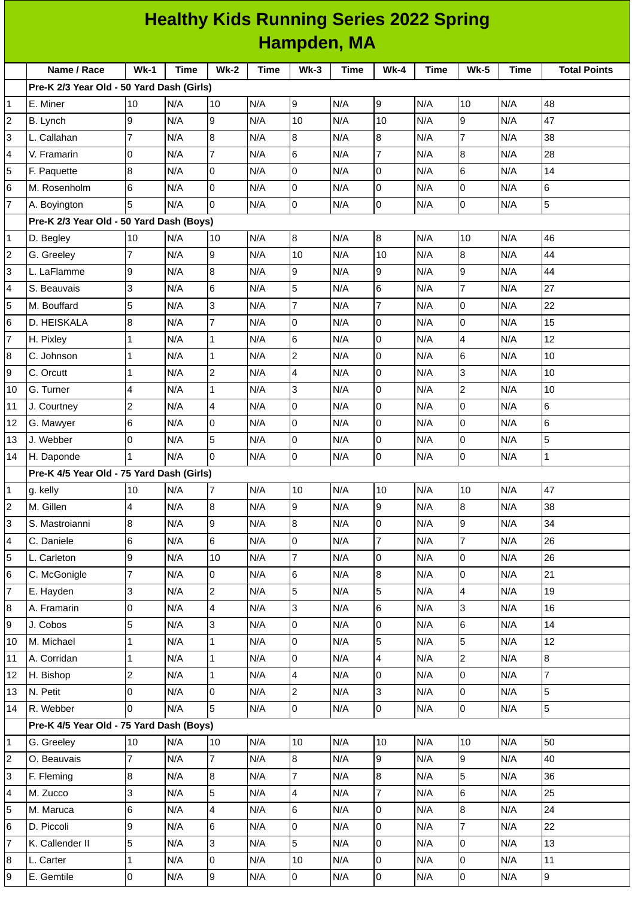# Healthy Kids Running Series 2022 Spring
## Hampden, MA

| | Name / Race | Wk-1 | Time | Wk-2 | Time | Wk-3 | Time | Wk-4 | Time | Wk-5 | Time | Total Points |
|---|---|---|---|---|---|---|---|---|---|---|---|---|
| | **Pre-K 2/3 Year Old - 50 Yard Dash (Girls)** | | | | | | | | | | | |
| 1 | E. Miner | 10 | N/A | 10 | N/A | 9 | N/A | 9 | N/A | 10 | N/A | 48 |
| 2 | B. Lynch | 9 | N/A | 9 | N/A | 10 | N/A | 10 | N/A | 9 | N/A | 47 |
| 3 | L. Callahan | 7 | N/A | 8 | N/A | 8 | N/A | 8 | N/A | 7 | N/A | 38 |
| 4 | V. Framarin | 0 | N/A | 7 | N/A | 6 | N/A | 7 | N/A | 8 | N/A | 28 |
| 5 | F. Paquette | 8 | N/A | 0 | N/A | 0 | N/A | 0 | N/A | 6 | N/A | 14 |
| 6 | M. Rosenholm | 6 | N/A | 0 | N/A | 0 | N/A | 0 | N/A | 0 | N/A | 6 |
| 7 | A. Boyington | 5 | N/A | 0 | N/A | 0 | N/A | 0 | N/A | 0 | N/A | 5 |
| | **Pre-K 2/3 Year Old - 50 Yard Dash (Boys)** | | | | | | | | | | | |
| 1 | D. Begley | 10 | N/A | 10 | N/A | 8 | N/A | 8 | N/A | 10 | N/A | 46 |
| 2 | G. Greeley | 7 | N/A | 9 | N/A | 10 | N/A | 10 | N/A | 8 | N/A | 44 |
| 3 | L. LaFlamme | 9 | N/A | 8 | N/A | 9 | N/A | 9 | N/A | 9 | N/A | 44 |
| 4 | S. Beauvais | 3 | N/A | 6 | N/A | 5 | N/A | 6 | N/A | 7 | N/A | 27 |
| 5 | M. Bouffard | 5 | N/A | 3 | N/A | 7 | N/A | 7 | N/A | 0 | N/A | 22 |
| 6 | D. HEISKALA | 8 | N/A | 7 | N/A | 0 | N/A | 0 | N/A | 0 | N/A | 15 |
| 7 | H. Pixley | 1 | N/A | 1 | N/A | 6 | N/A | 0 | N/A | 4 | N/A | 12 |
| 8 | C. Johnson | 1 | N/A | 1 | N/A | 2 | N/A | 0 | N/A | 6 | N/A | 10 |
| 9 | C. Orcutt | 1 | N/A | 2 | N/A | 4 | N/A | 0 | N/A | 3 | N/A | 10 |
| 10 | G. Turner | 4 | N/A | 1 | N/A | 3 | N/A | 0 | N/A | 2 | N/A | 10 |
| 11 | J. Courtney | 2 | N/A | 4 | N/A | 0 | N/A | 0 | N/A | 0 | N/A | 6 |
| 12 | G. Mawyer | 6 | N/A | 0 | N/A | 0 | N/A | 0 | N/A | 0 | N/A | 6 |
| 13 | J. Webber | 0 | N/A | 5 | N/A | 0 | N/A | 0 | N/A | 0 | N/A | 5 |
| 14 | H. Daponde | 1 | N/A | 0 | N/A | 0 | N/A | 0 | N/A | 0 | N/A | 1 |
| | **Pre-K 4/5 Year Old - 75 Yard Dash (Girls)** | | | | | | | | | | | |
| 1 | g. kelly | 10 | N/A | 7 | N/A | 10 | N/A | 10 | N/A | 10 | N/A | 47 |
| 2 | M. Gillen | 4 | N/A | 8 | N/A | 9 | N/A | 9 | N/A | 8 | N/A | 38 |
| 3 | S. Mastroianni | 8 | N/A | 9 | N/A | 8 | N/A | 0 | N/A | 9 | N/A | 34 |
| 4 | C. Daniele | 6 | N/A | 6 | N/A | 0 | N/A | 7 | N/A | 7 | N/A | 26 |
| 5 | L. Carleton | 9 | N/A | 10 | N/A | 7 | N/A | 0 | N/A | 0 | N/A | 26 |
| 6 | C. McGonigle | 7 | N/A | 0 | N/A | 6 | N/A | 8 | N/A | 0 | N/A | 21 |
| 7 | E. Hayden | 3 | N/A | 2 | N/A | 5 | N/A | 5 | N/A | 4 | N/A | 19 |
| 8 | A. Framarin | 0 | N/A | 4 | N/A | 3 | N/A | 6 | N/A | 3 | N/A | 16 |
| 9 | J. Cobos | 5 | N/A | 3 | N/A | 0 | N/A | 0 | N/A | 6 | N/A | 14 |
| 10 | M. Michael | 1 | N/A | 1 | N/A | 0 | N/A | 5 | N/A | 5 | N/A | 12 |
| 11 | A. Corridan | 1 | N/A | 1 | N/A | 0 | N/A | 4 | N/A | 2 | N/A | 8 |
| 12 | H. Bishop | 2 | N/A | 1 | N/A | 4 | N/A | 0 | N/A | 0 | N/A | 7 |
| 13 | N. Petit | 0 | N/A | 0 | N/A | 2 | N/A | 3 | N/A | 0 | N/A | 5 |
| 14 | R. Webber | 0 | N/A | 5 | N/A | 0 | N/A | 0 | N/A | 0 | N/A | 5 |
| | **Pre-K 4/5 Year Old - 75 Yard Dash (Boys)** | | | | | | | | | | | |
| 1 | G. Greeley | 10 | N/A | 10 | N/A | 10 | N/A | 10 | N/A | 10 | N/A | 50 |
| 2 | O. Beauvais | 7 | N/A | 7 | N/A | 8 | N/A | 9 | N/A | 9 | N/A | 40 |
| 3 | F. Fleming | 8 | N/A | 8 | N/A | 7 | N/A | 8 | N/A | 5 | N/A | 36 |
| 4 | M. Zucco | 3 | N/A | 5 | N/A | 4 | N/A | 7 | N/A | 6 | N/A | 25 |
| 5 | M. Maruca | 6 | N/A | 4 | N/A | 6 | N/A | 0 | N/A | 8 | N/A | 24 |
| 6 | D. Piccoli | 9 | N/A | 6 | N/A | 0 | N/A | 0 | N/A | 7 | N/A | 22 |
| 7 | K. Callender II | 5 | N/A | 3 | N/A | 5 | N/A | 0 | N/A | 0 | N/A | 13 |
| 8 | L. Carter | 1 | N/A | 0 | N/A | 10 | N/A | 0 | N/A | 0 | N/A | 11 |
| 9 | E. Gemtile | 0 | N/A | 9 | N/A | 0 | N/A | 0 | N/A | 0 | N/A | 9 |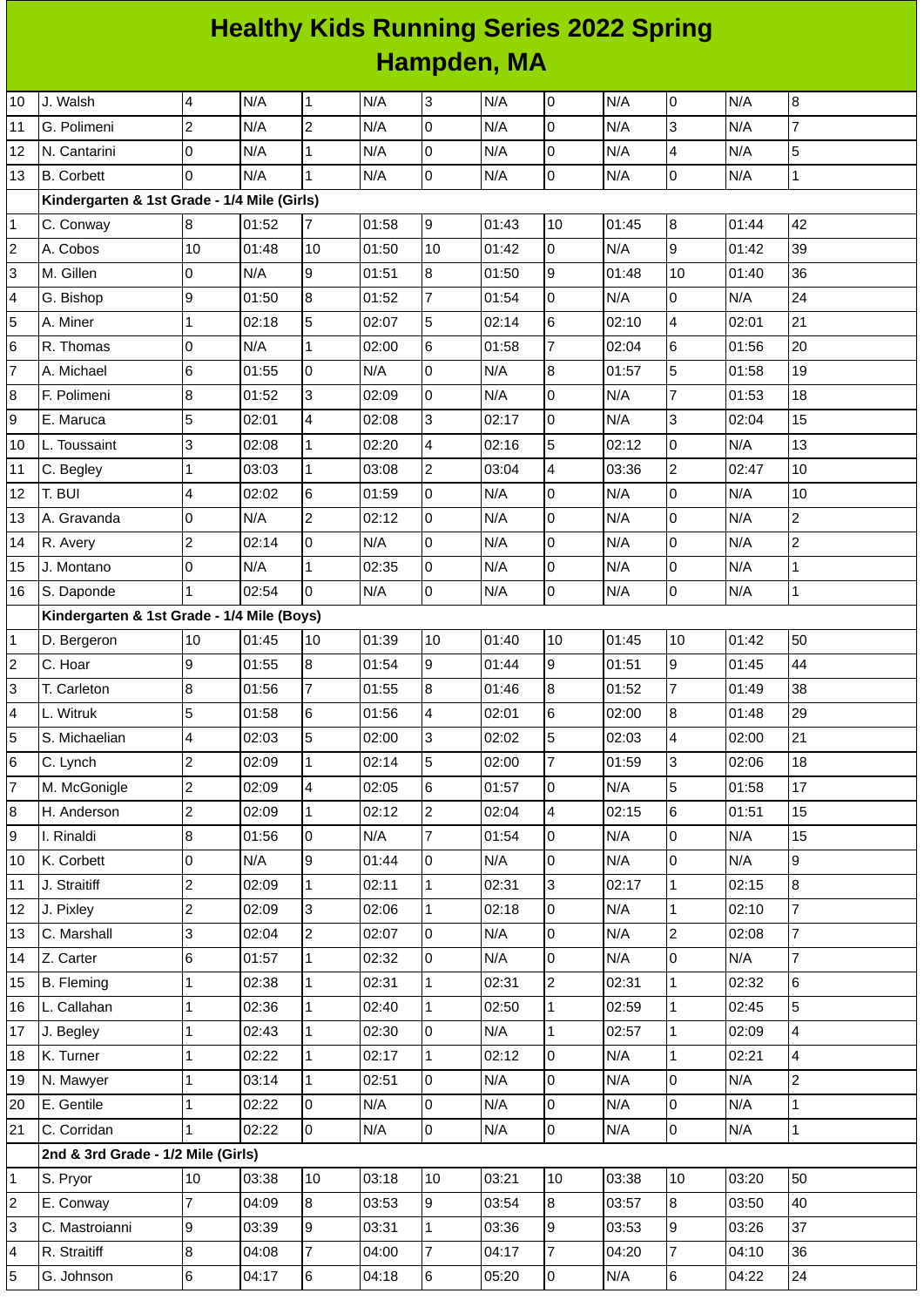# Healthy Kids Running Series 2022 Spring
## Hampden, MA

| | | | | | | | | | | | | |
|---|---|---|---|---|---|---|---|---|---|---|---|---|
| 10 | J. Walsh | 4 | N/A | 1 | N/A | 3 | N/A | 0 | N/A | 0 | N/A | 8 |
| 11 | G. Polimeni | 2 | N/A | 2 | N/A | 0 | N/A | 0 | N/A | 3 | N/A | 7 |
| 12 | N. Cantarini | 0 | N/A | 1 | N/A | 0 | N/A | 0 | N/A | 4 | N/A | 5 |
| 13 | B. Corbett | 0 | N/A | 1 | N/A | 0 | N/A | 0 | N/A | 0 | N/A | 1 |
| | **Kindergarten & 1st Grade - 1/4 Mile (Girls)** | | | | | | | | | | | |
| 1 | C. Conway | 8 | 01:52 | 7 | 01:58 | 9 | 01:43 | 10 | 01:45 | 8 | 01:44 | 42 |
| 2 | A. Cobos | 10 | 01:48 | 10 | 01:50 | 10 | 01:42 | 0 | N/A | 9 | 01:42 | 39 |
| 3 | M. Gillen | 0 | N/A | 9 | 01:51 | 8 | 01:50 | 9 | 01:48 | 10 | 01:40 | 36 |
| 4 | G. Bishop | 9 | 01:50 | 8 | 01:52 | 7 | 01:54 | 0 | N/A | 0 | N/A | 24 |
| 5 | A. Miner | 1 | 02:18 | 5 | 02:07 | 5 | 02:14 | 6 | 02:10 | 4 | 02:01 | 21 |
| 6 | R. Thomas | 0 | N/A | 1 | 02:00 | 6 | 01:58 | 7 | 02:04 | 6 | 01:56 | 20 |
| 7 | A. Michael | 6 | 01:55 | 0 | N/A | 0 | N/A | 8 | 01:57 | 5 | 01:58 | 19 |
| 8 | F. Polimeni | 8 | 01:52 | 3 | 02:09 | 0 | N/A | 0 | N/A | 7 | 01:53 | 18 |
| 9 | E. Maruca | 5 | 02:01 | 4 | 02:08 | 3 | 02:17 | 0 | N/A | 3 | 02:04 | 15 |
| 10 | L. Toussaint | 3 | 02:08 | 1 | 02:20 | 4 | 02:16 | 5 | 02:12 | 0 | N/A | 13 |
| 11 | C. Begley | 1 | 03:03 | 1 | 03:08 | 2 | 03:04 | 4 | 03:36 | 2 | 02:47 | 10 |
| 12 | T. BUI | 4 | 02:02 | 6 | 01:59 | 0 | N/A | 0 | N/A | 0 | N/A | 10 |
| 13 | A. Gravanda | 0 | N/A | 2 | 02:12 | 0 | N/A | 0 | N/A | 0 | N/A | 2 |
| 14 | R. Avery | 2 | 02:14 | 0 | N/A | 0 | N/A | 0 | N/A | 0 | N/A | 2 |
| 15 | J. Montano | 0 | N/A | 1 | 02:35 | 0 | N/A | 0 | N/A | 0 | N/A | 1 |
| 16 | S. Daponde | 1 | 02:54 | 0 | N/A | 0 | N/A | 0 | N/A | 0 | N/A | 1 |
| | **Kindergarten & 1st Grade - 1/4 Mile (Boys)** | | | | | | | | | | | |
| 1 | D. Bergeron | 10 | 01:45 | 10 | 01:39 | 10 | 01:40 | 10 | 01:45 | 10 | 01:42 | 50 |
| 2 | C. Hoar | 9 | 01:55 | 8 | 01:54 | 9 | 01:44 | 9 | 01:51 | 9 | 01:45 | 44 |
| 3 | T. Carleton | 8 | 01:56 | 7 | 01:55 | 8 | 01:46 | 8 | 01:52 | 7 | 01:49 | 38 |
| 4 | L. Witruk | 5 | 01:58 | 6 | 01:56 | 4 | 02:01 | 6 | 02:00 | 8 | 01:48 | 29 |
| 5 | S. Michaelian | 4 | 02:03 | 5 | 02:00 | 3 | 02:02 | 5 | 02:03 | 4 | 02:00 | 21 |
| 6 | C. Lynch | 2 | 02:09 | 1 | 02:14 | 5 | 02:00 | 7 | 01:59 | 3 | 02:06 | 18 |
| 7 | M. McGonigle | 2 | 02:09 | 4 | 02:05 | 6 | 01:57 | 0 | N/A | 5 | 01:58 | 17 |
| 8 | H. Anderson | 2 | 02:09 | 1 | 02:12 | 2 | 02:04 | 4 | 02:15 | 6 | 01:51 | 15 |
| 9 | I. Rinaldi | 8 | 01:56 | 0 | N/A | 7 | 01:54 | 0 | N/A | 0 | N/A | 15 |
| 10 | K. Corbett | 0 | N/A | 9 | 01:44 | 0 | N/A | 0 | N/A | 0 | N/A | 9 |
| 11 | J. Straitiff | 2 | 02:09 | 1 | 02:11 | 1 | 02:31 | 3 | 02:17 | 1 | 02:15 | 8 |
| 12 | J. Pixley | 2 | 02:09 | 3 | 02:06 | 1 | 02:18 | 0 | N/A | 1 | 02:10 | 7 |
| 13 | C. Marshall | 3 | 02:04 | 2 | 02:07 | 0 | N/A | 0 | N/A | 2 | 02:08 | 7 |
| 14 | Z. Carter | 6 | 01:57 | 1 | 02:32 | 0 | N/A | 0 | N/A | 0 | N/A | 7 |
| 15 | B. Fleming | 1 | 02:38 | 1 | 02:31 | 1 | 02:31 | 2 | 02:31 | 1 | 02:32 | 6 |
| 16 | L. Callahan | 1 | 02:36 | 1 | 02:40 | 1 | 02:50 | 1 | 02:59 | 1 | 02:45 | 5 |
| 17 | J. Begley | 1 | 02:43 | 1 | 02:30 | 0 | N/A | 1 | 02:57 | 1 | 02:09 | 4 |
| 18 | K. Turner | 1 | 02:22 | 1 | 02:17 | 1 | 02:12 | 0 | N/A | 1 | 02:21 | 4 |
| 19 | N. Mawyer | 1 | 03:14 | 1 | 02:51 | 0 | N/A | 0 | N/A | 0 | N/A | 2 |
| 20 | E. Gentile | 1 | 02:22 | 0 | N/A | 0 | N/A | 0 | N/A | 0 | N/A | 1 |
| 21 | C. Corridan | 1 | 02:22 | 0 | N/A | 0 | N/A | 0 | N/A | 0 | N/A | 1 |
| | **2nd & 3rd Grade - 1/2 Mile (Girls)** | | | | | | | | | | | |
| 1 | S. Pryor | 10 | 03:38 | 10 | 03:18 | 10 | 03:21 | 10 | 03:38 | 10 | 03:20 | 50 |
| 2 | E. Conway | 7 | 04:09 | 8 | 03:53 | 9 | 03:54 | 8 | 03:57 | 8 | 03:50 | 40 |
| 3 | C. Mastroianni | 9 | 03:39 | 9 | 03:31 | 1 | 03:36 | 9 | 03:53 | 9 | 03:26 | 37 |
| 4 | R. Straitiff | 8 | 04:08 | 7 | 04:00 | 7 | 04:17 | 7 | 04:20 | 7 | 04:10 | 36 |
| 5 | G. Johnson | 6 | 04:17 | 6 | 04:18 | 6 | 05:20 | 0 | N/A | 6 | 04:22 | 24 |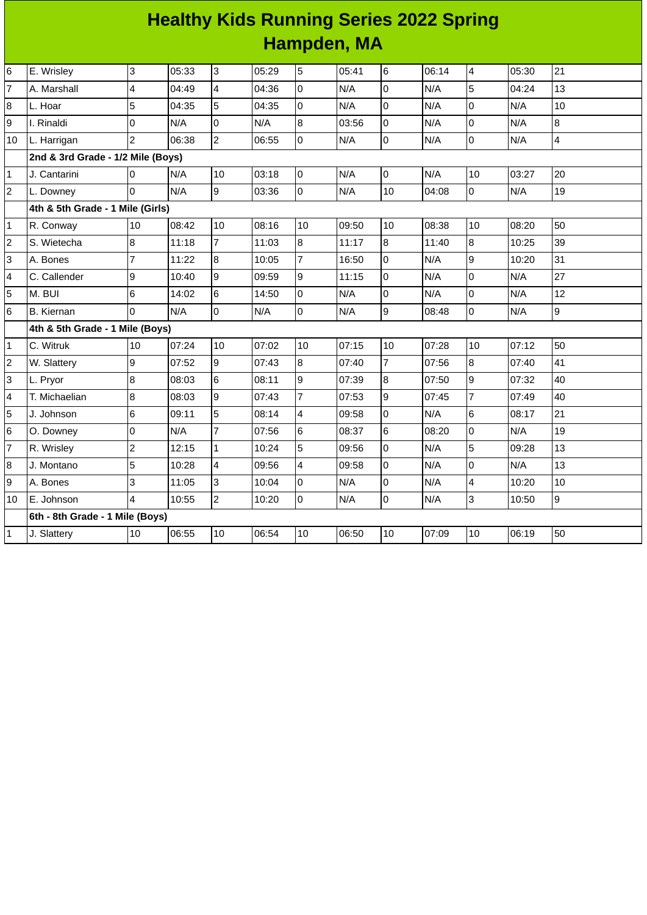# Healthy Kids Running Series 2022 Spring
## Hampden, MA

| | | | | | | | | | | | | |
|---|---|---|---|---|---|---|---|---|---|---|---|---|
| 6 | E. Wrisley | 3 | 05:33 | 3 | 05:29 | 5 | 05:41 | 6 | 06:14 | 4 | 05:30 | 21 |
| 7 | A. Marshall | 4 | 04:49 | 4 | 04:36 | 0 | N/A | 0 | N/A | 5 | 04:24 | 13 |
| 8 | L. Hoar | 5 | 04:35 | 5 | 04:35 | 0 | N/A | 0 | N/A | 0 | N/A | 10 |
| 9 | I. Rinaldi | 0 | N/A | 0 | N/A | 8 | 03:56 | 0 | N/A | 0 | N/A | 8 |
| 10 | L. Harrigan | 2 | 06:38 | 2 | 06:55 | 0 | N/A | 0 | N/A | 0 | N/A | 4 |
| | **2nd & 3rd Grade - 1/2 Mile (Boys)** | | | | | | | | | | | |
| 1 | J. Cantarini | 0 | N/A | 10 | 03:18 | 0 | N/A | 0 | N/A | 10 | 03:27 | 20 |
| 2 | L. Downey | 0 | N/A | 9 | 03:36 | 0 | N/A | 10 | 04:08 | 0 | N/A | 19 |
| | **4th & 5th Grade - 1 Mile (Girls)** | | | | | | | | | | | |
| 1 | R. Conway | 10 | 08:42 | 10 | 08:16 | 10 | 09:50 | 10 | 08:38 | 10 | 08:20 | 50 |
| 2 | S. Wietecha | 8 | 11:18 | 7 | 11:03 | 8 | 11:17 | 8 | 11:40 | 8 | 10:25 | 39 |
| 3 | A. Bones | 7 | 11:22 | 8 | 10:05 | 7 | 16:50 | 0 | N/A | 9 | 10:20 | 31 |
| 4 | C. Callender | 9 | 10:40 | 9 | 09:59 | 9 | 11:15 | 0 | N/A | 0 | N/A | 27 |
| 5 | M. BUI | 6 | 14:02 | 6 | 14:50 | 0 | N/A | 0 | N/A | 0 | N/A | 12 |
| 6 | B. Kiernan | 0 | N/A | 0 | N/A | 0 | N/A | 9 | 08:48 | 0 | N/A | 9 |
| | **4th & 5th Grade - 1 Mile (Boys)** | | | | | | | | | | | |
| 1 | C. Witruk | 10 | 07:24 | 10 | 07:02 | 10 | 07:15 | 10 | 07:28 | 10 | 07:12 | 50 |
| 2 | W. Slattery | 9 | 07:52 | 9 | 07:43 | 8 | 07:40 | 7 | 07:56 | 8 | 07:40 | 41 |
| 3 | L. Pryor | 8 | 08:03 | 6 | 08:11 | 9 | 07:39 | 8 | 07:50 | 9 | 07:32 | 40 |
| 4 | T. Michaelian | 8 | 08:03 | 9 | 07:43 | 7 | 07:53 | 9 | 07:45 | 7 | 07:49 | 40 |
| 5 | J. Johnson | 6 | 09:11 | 5 | 08:14 | 4 | 09:58 | 0 | N/A | 6 | 08:17 | 21 |
| 6 | O. Downey | 0 | N/A | 7 | 07:56 | 6 | 08:37 | 6 | 08:20 | 0 | N/A | 19 |
| 7 | R. Wrisley | 2 | 12:15 | 1 | 10:24 | 5 | 09:56 | 0 | N/A | 5 | 09:28 | 13 |
| 8 | J. Montano | 5 | 10:28 | 4 | 09:56 | 4 | 09:58 | 0 | N/A | 0 | N/A | 13 |
| 9 | A. Bones | 3 | 11:05 | 3 | 10:04 | 0 | N/A | 0 | N/A | 4 | 10:20 | 10 |
| 10 | E. Johnson | 4 | 10:55 | 2 | 10:20 | 0 | N/A | 0 | N/A | 3 | 10:50 | 9 |
| | **6th - 8th Grade - 1 Mile (Boys)** | | | | | | | | | | | |
| 1 | J. Slattery | 10 | 06:55 | 10 | 06:54 | 10 | 06:50 | 10 | 07:09 | 10 | 06:19 | 50 |